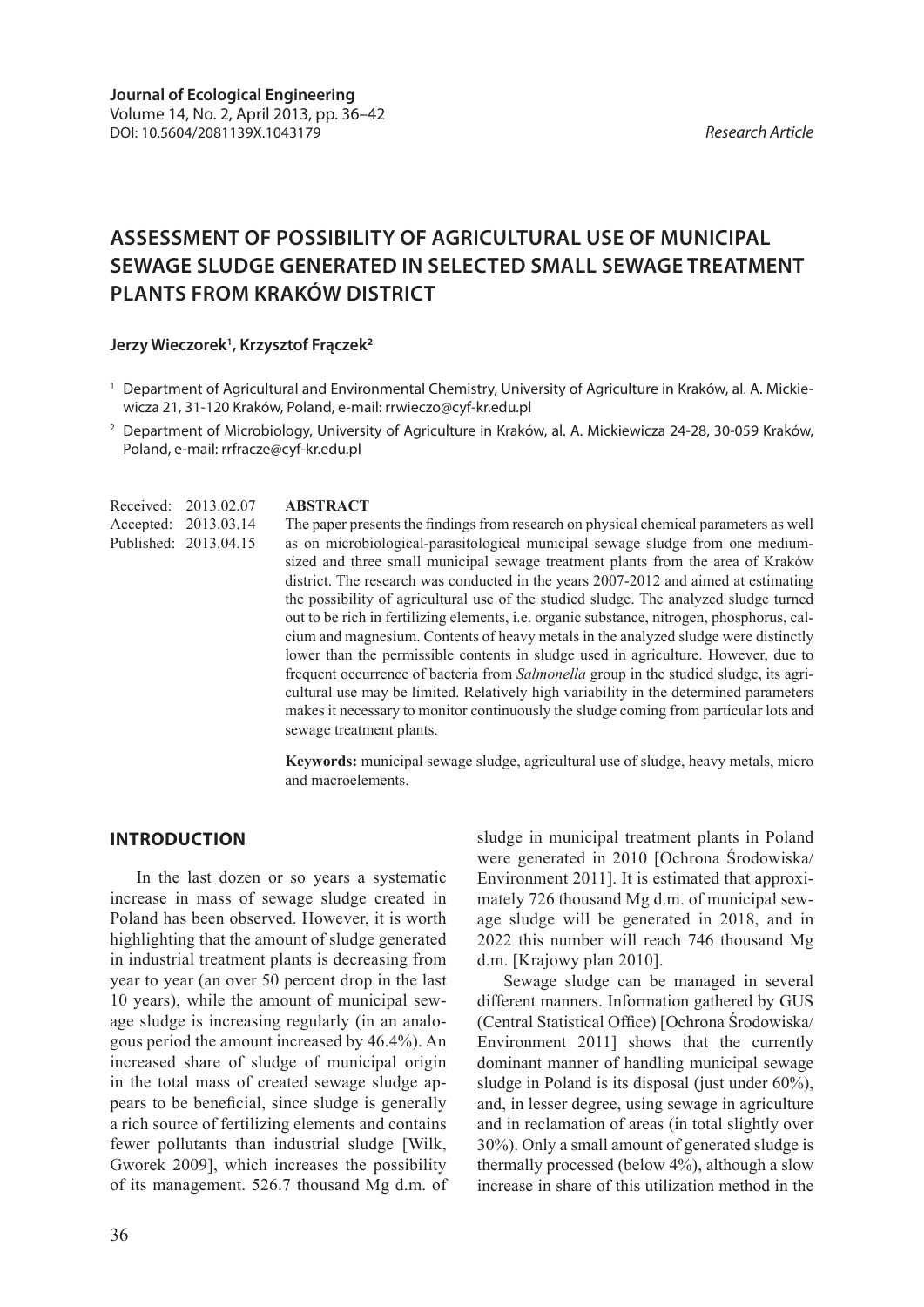Journal of Ecological Engineering
Volume 14, No. 2, April 2013, pp. 36–42
DOI: 10.5604/2081139X.1043179

*Research Article*

# ASSESSMENT OF POSSIBILITY OF AGRICULTURAL USE OF MUNICIPAL SEWAGE SLUDGE GENERATED IN SELECTED SMALL SEWAGE TREATMENT PLANTS FROM KRAKÓW DISTRICT

**Jerzy Wieczorek[1], Krzysztof Frączek[2]**

[1] Department of Agricultural and Environmental Chemistry, University of Agriculture in Kraków, al. A. Mickiewicza 21, 31-120 Kraków, Poland, e-mail: rrwieczo@cyf-kr.edu.pl

[2] Department of Microbiology, University of Agriculture in Kraków, al. A. Mickiewicza 24-28, 30-059 Kraków, Poland, e-mail: rrfracze@cyf-kr.edu.pl

Received: 2013.02.07
Accepted: 2013.03.14
Published: 2013.04.15

## ABSTRACT

The paper presents the findings from research on physical chemical parameters as well as on microbiological-parasitological municipal sewage sludge from one medium-sized and three small municipal sewage treatment plants from the area of Kraków district. The research was conducted in the years 2007-2012 and aimed at estimating the possibility of agricultural use of the studied sludge. The analyzed sludge turned out to be rich in fertilizing elements, i.e. organic substance, nitrogen, phosphorus, calcium and magnesium. Contents of heavy metals in the analyzed sludge were distinctly lower than the permissible contents in sludge used in agriculture. However, due to frequent occurrence of bacteria from *Salmonella* group in the studied sludge, its agricultural use may be limited. Relatively high variability in the determined parameters makes it necessary to monitor continuously the sludge coming from particular lots and sewage treatment plants.

**Keywords:** municipal sewage sludge, agricultural use of sludge, heavy metals, micro and macroelements.

## INTRODUCTION

In the last dozen or so years a systematic increase in mass of sewage sludge created in Poland has been observed. However, it is worth highlighting that the amount of sludge generated in industrial treatment plants is decreasing from year to year (an over 50 percent drop in the last 10 years), while the amount of municipal sewage sludge is increasing regularly (in an analogous period the amount increased by 46.4%). An increased share of sludge of municipal origin in the total mass of created sewage sludge appears to be beneficial, since sludge is generally a rich source of fertilizing elements and contains fewer pollutants than industrial sludge [Wilk, Gworek 2009], which increases the possibility of its management. 526.7 thousand Mg d.m. of sludge in municipal treatment plants in Poland were generated in 2010 [Ochrona Środowiska/Environment 2011]. It is estimated that approximately 726 thousand Mg d.m. of municipal sewage sludge will be generated in 2018, and in 2022 this number will reach 746 thousand Mg d.m. [Krajowy plan 2010].

Sewage sludge can be managed in several different manners. Information gathered by GUS (Central Statistical Office) [Ochrona Środowiska/Environment 2011] shows that the currently dominant manner of handling municipal sewage sludge in Poland is its disposal (just under 60%), and, in lesser degree, using sewage in agriculture and in reclamation of areas (in total slightly over 30%). Only a small amount of generated sludge is thermally processed (below 4%), although a slow increase in share of this utilization method in the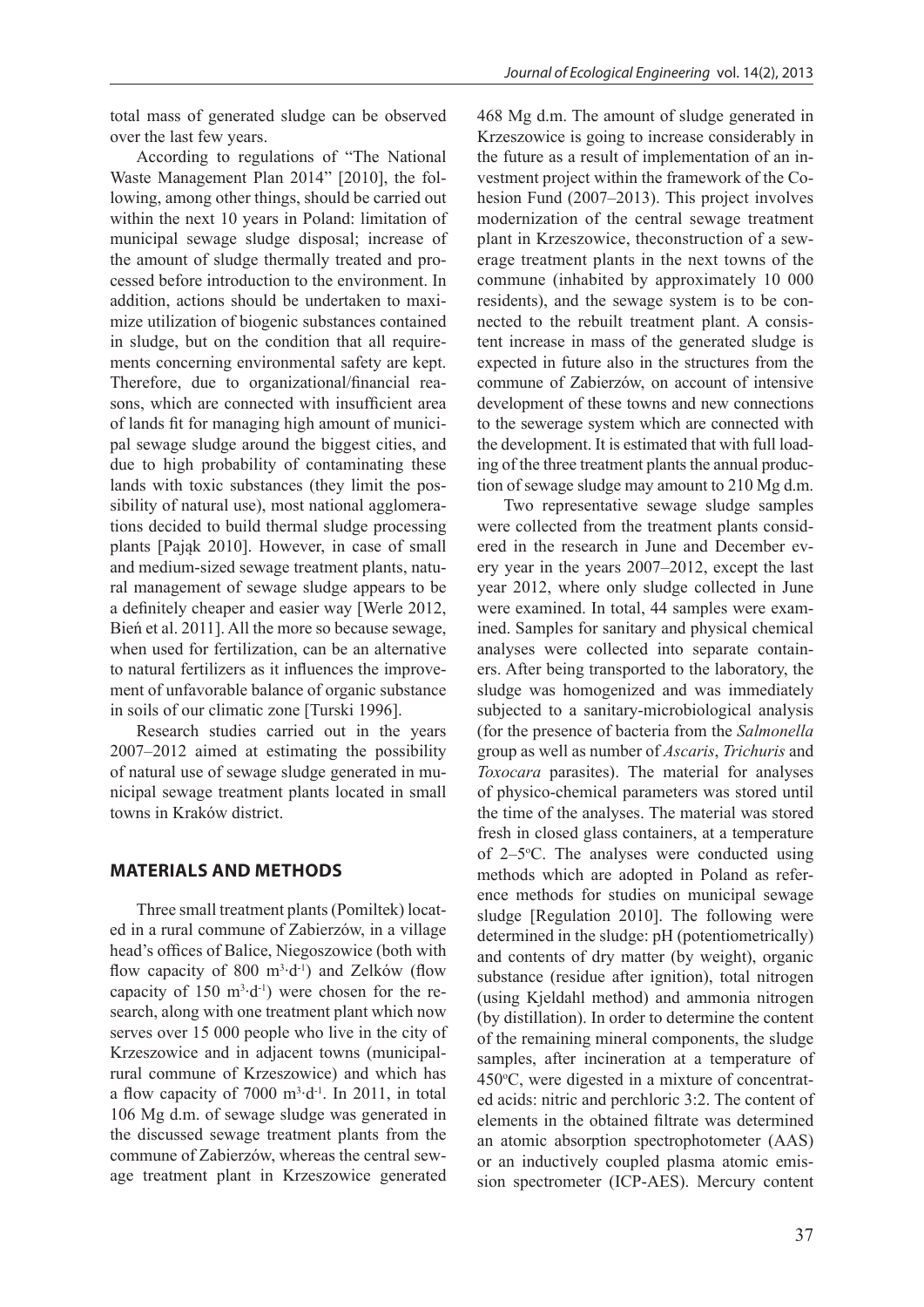total mass of generated sludge can be observed over the last few years.

According to regulations of "The National Waste Management Plan 2014" [2010], the following, among other things, should be carried out within the next 10 years in Poland: limitation of municipal sewage sludge disposal; increase of the amount of sludge thermally treated and processed before introduction to the environment. In addition, actions should be undertaken to maximize utilization of biogenic substances contained in sludge, but on the condition that all requirements concerning environmental safety are kept. Therefore, due to organizational/financial reasons, which are connected with insufficient area of lands fit for managing high amount of municipal sewage sludge around the biggest cities, and due to high probability of contaminating these lands with toxic substances (they limit the possibility of natural use), most national agglomerations decided to build thermal sludge processing plants [Pająk 2010]. However, in case of small and medium-sized sewage treatment plants, natural management of sewage sludge appears to be a definitely cheaper and easier way [Werle 2012, Bień et al. 2011]. All the more so because sewage, when used for fertilization, can be an alternative to natural fertilizers as it influences the improvement of unfavorable balance of organic substance in soils of our climatic zone [Turski 1996].

Research studies carried out in the years 2007–2012 aimed at estimating the possibility of natural use of sewage sludge generated in municipal sewage treatment plants located in small towns in Kraków district.

## MATERIALS AND METHODS

Three small treatment plants (Pomiltek) located in a rural commune of Zabierzów, in a village head's offices of Balice, Niegoszowice (both with flow capacity of 800 $m^3 \cdot d^{-1}$) and Zelków (flow capacity of 150 $m^3 \cdot d^{-1}$) were chosen for the research, along with one treatment plant which now serves over 15 000 people who live in the city of Krzeszowice and in adjacent towns (municipal-rural commune of Krzeszowice) and which has a flow capacity of 7000 $m^3 \cdot d^{-1}$. In 2011, in total 106 Mg d.m. of sewage sludge was generated in the discussed sewage treatment plants from the commune of Zabierzów, whereas the central sewage treatment plant in Krzeszowice generated 468 Mg d.m. The amount of sludge generated in Krzeszowice is going to increase considerably in the future as a result of implementation of an investment project within the framework of the Cohesion Fund (2007–2013). This project involves modernization of the central sewage treatment plant in Krzeszowice, theconstruction of a sewerage treatment plants in the next towns of the commune (inhabited by approximately 10 000 residents), and the sewage system is to be connected to the rebuilt treatment plant. A consistent increase in mass of the generated sludge is expected in future also in the structures from the commune of Zabierzów, on account of intensive development of these towns and new connections to the sewerage system which are connected with the development. It is estimated that with full loading of the three treatment plants the annual production of sewage sludge may amount to 210 Mg d.m.

Two representative sewage sludge samples were collected from the treatment plants considered in the research in June and December every year in the years 2007–2012, except the last year 2012, where only sludge collected in June were examined. In total, 44 samples were examined. Samples for sanitary and physical chemical analyses were collected into separate containers. After being transported to the laboratory, the sludge was homogenized and was immediately subjected to a sanitary-microbiological analysis (for the presence of bacteria from the *Salmonella* group as well as number of *Ascaris*, *Trichuris* and *Toxocara* parasites). The material for analyses of physico-chemical parameters was stored until the time of the analyses. The material was stored fresh in closed glass containers, at a temperature of 2–5°C. The analyses were conducted using methods which are adopted in Poland as reference methods for studies on municipal sewage sludge [Regulation 2010]. The following were determined in the sludge: pH (potentiometrically) and contents of dry matter (by weight), organic substance (residue after ignition), total nitrogen (using Kjeldahl method) and ammonia nitrogen (by distillation). In order to determine the content of the remaining mineral components, the sludge samples, after incineration at a temperature of 450°C, were digested in a mixture of concentrated acids: nitric and perchloric 3:2. The content of elements in the obtained filtrate was determined an atomic absorption spectrophotometer (AAS) or an inductively coupled plasma atomic emission spectrometer (ICP-AES). Mercury content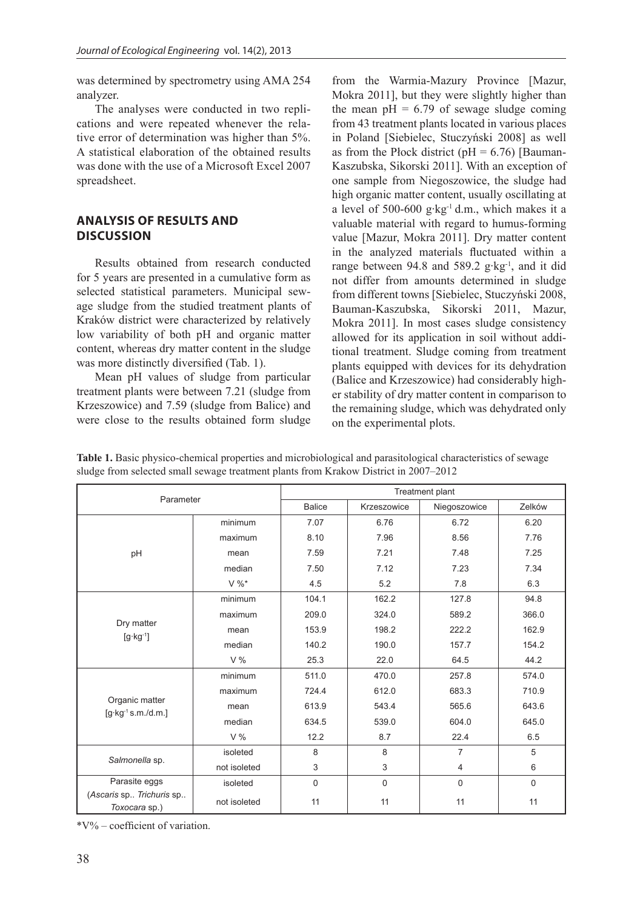was determined by spectrometry using AMA 254 analyzer.

The analyses were conducted in two replications and were repeated whenever the relative error of determination was higher than 5%. A statistical elaboration of the obtained results was done with the use of a Microsoft Excel 2007 spreadsheet.

## ANALYSIS OF RESULTS AND DISCUSSION

Results obtained from research conducted for 5 years are presented in a cumulative form as selected statistical parameters. Municipal sewage sludge from the studied treatment plants of Kraków district were characterized by relatively low variability of both pH and organic matter content, whereas dry matter content in the sludge was more distinctly diversified (Tab. 1).

Mean pH values of sludge from particular treatment plants were between 7.21 (sludge from Krzeszowice) and 7.59 (sludge from Balice) and were close to the results obtained form sludge from the Warmia-Mazury Province [Mazur, Mokra 2011], but they were slightly higher than the mean pH = 6.79 of sewage sludge coming from 43 treatment plants located in various places in Poland [Siebielec, Stuczyński 2008] as well as from the Płock district (pH = 6.76) [Bauman-Kaszubska, Sikorski 2011]. With an exception of one sample from Niegoszowice, the sludge had high organic matter content, usually oscillating at a level of 500-600 g·kg$^{-1}$ d.m., which makes it a valuable material with regard to humus-forming value [Mazur, Mokra 2011]. Dry matter content in the analyzed materials fluctuated within a range between 94.8 and 589.2 g·kg$^{-1}$, and it did not differ from amounts determined in sludge from different towns [Siebielec, Stuczyński 2008, Bauman-Kaszubska, Sikorski 2011, Mazur, Mokra 2011]. In most cases sludge consistency allowed for its application in soil without additional treatment. Sludge coming from treatment plants equipped with devices for its dehydration (Balice and Krzeszowice) had considerably higher stability of dry matter content in comparison to the remaining sludge, which was dehydrated only on the experimental plots.

**Table 1.** Basic physico-chemical properties and microbiological and parasitological characteristics of sewage sludge from selected small sewage treatment plants from Krakow District in 2007–2012

| Parameter | | Treatment plant | | | |
|---|---|---|---|---|---|
| | | Balice | Krzeszowice | Niegoszowice | Zelków |
| pH | minimum | 7.07 | 6.76 | 6.72 | 6.20 |
| | maximum | 8.10 | 7.96 | 8.56 | 7.76 |
| | mean | 7.59 | 7.21 | 7.48 | 7.25 |
| | median | 7.50 | 7.12 | 7.23 | 7.34 |
| | V %* | 4.5 | 5.2 | 7.8 | 6.3 |
| Dry matter [g·kg$^{-1}$] | minimum | 104.1 | 162.2 | 127.8 | 94.8 |
| | maximum | 209.0 | 324.0 | 589.2 | 366.0 |
| | mean | 153.9 | 198.2 | 222.2 | 162.9 |
| | median | 140.2 | 190.0 | 157.7 | 154.2 |
| | V % | 25.3 | 22.0 | 64.5 | 44.2 |
| Organic matter [g·kg$^{-1}$ s.m./d.m.] | minimum | 511.0 | 470.0 | 257.8 | 574.0 |
| | maximum | 724.4 | 612.0 | 683.3 | 710.9 |
| | mean | 613.9 | 543.4 | 565.6 | 643.6 |
| | median | 634.5 | 539.0 | 604.0 | 645.0 |
| | V % | 12.2 | 8.7 | 22.4 | 6.5 |
| *Salmonella* sp. | isoleted | 8 | 8 | 7 | 5 |
| | not isoleted | 3 | 3 | 4 | 6 |
| Parasite eggs (*Ascaris* sp.. *Trichuris* sp.. *Toxocara* sp.) | isoleted | 0 | 0 | 0 | 0 |
| | not isoleted | 11 | 11 | 11 | 11 |

*V% – coefficient of variation.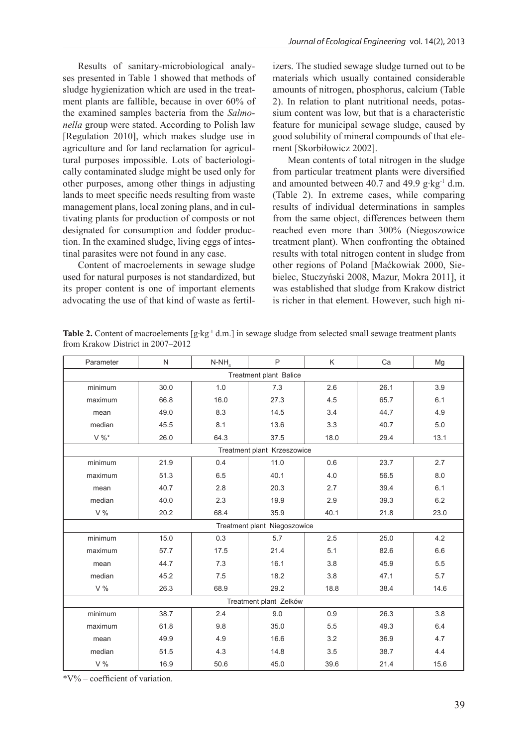Results of sanitary-microbiological analyses presented in Table 1 showed that methods of sludge hygienization which are used in the treatment plants are fallible, because in over 60% of the examined samples bacteria from the *Salmonella* group were stated. According to Polish law [Regulation 2010], which makes sludge use in agriculture and for land reclamation for agricultural purposes impossible. Lots of bacteriologically contaminated sludge might be used only for other purposes, among other things in adjusting lands to meet specific needs resulting from waste management plans, local zoning plans, and in cultivating plants for production of composts or not designated for consumption and fodder production. In the examined sludge, living eggs of intestinal parasites were not found in any case.

Content of macroelements in sewage sludge used for natural purposes is not standardized, but its proper content is one of important elements advocating the use of that kind of waste as fertilizers. The studied sewage sludge turned out to be materials which usually contained considerable amounts of nitrogen, phosphorus, calcium (Table 2). In relation to plant nutritional needs, potassium content was low, but that is a characteristic feature for municipal sewage sludge, caused by good solubility of mineral compounds of that element [Skorbiłowicz 2002].

Mean contents of total nitrogen in the sludge from particular treatment plants were diversified and amounted between 40.7 and 49.9 $g \cdot kg^{-1}$ d.m. (Table 2). In extreme cases, while comparing results of individual determinations in samples from the same object, differences between them reached even more than 300% (Niegoszowice treatment plant). When confronting the obtained results with total nitrogen content in sludge from other regions of Poland [Maćkowiak 2000, Siebielec, Stuczyński 2008, Mazur, Mokra 2011], it was established that sludge from Krakow district is richer in that element. However, such high ni-

**Table 2.** Content of macroelements [$g \cdot kg^{-1}$ d.m.] in sewage sludge from selected small sewage treatment plants from Krakow District in 2007–2012

| Parameter | N | $N\text{-}NH_4$ | P | K | Ca | Mg |
|---|---|---|---|---|---|---|
| Treatment plant Balice | | | | | | |
| minimum | 30.0 | 1.0 | 7.3 | 2.6 | 26.1 | 3.9 |
| maximum | 66.8 | 16.0 | 27.3 | 4.5 | 65.7 | 6.1 |
| mean | 49.0 | 8.3 | 14.5 | 3.4 | 44.7 | 4.9 |
| median | 45.5 | 8.1 | 13.6 | 3.3 | 40.7 | 5.0 |
| V %* | 26.0 | 64.3 | 37.5 | 18.0 | 29.4 | 13.1 |
| Treatment plant Krzeszowice | | | | | | |
| minimum | 21.9 | 0.4 | 11.0 | 0.6 | 23.7 | 2.7 |
| maximum | 51.3 | 6.5 | 40.1 | 4.0 | 56.5 | 8.0 |
| mean | 40.7 | 2.8 | 20.3 | 2.7 | 39.4 | 6.1 |
| median | 40.0 | 2.3 | 19.9 | 2.9 | 39.3 | 6.2 |
| V % | 20.2 | 68.4 | 35.9 | 40.1 | 21.8 | 23.0 |
| Treatment plant Niegoszowice | | | | | | |
| minimum | 15.0 | 0.3 | 5.7 | 2.5 | 25.0 | 4.2 |
| maximum | 57.7 | 17.5 | 21.4 | 5.1 | 82.6 | 6.6 |
| mean | 44.7 | 7.3 | 16.1 | 3.8 | 45.9 | 5.5 |
| median | 45.2 | 7.5 | 18.2 | 3.8 | 47.1 | 5.7 |
| V % | 26.3 | 68.9 | 29.2 | 18.8 | 38.4 | 14.6 |
| Treatment plant Zelków | | | | | | |
| minimum | 38.7 | 2.4 | 9.0 | 0.9 | 26.3 | 3.8 |
| maximum | 61.8 | 9.8 | 35.0 | 5.5 | 49.3 | 6.4 |
| mean | 49.9 | 4.9 | 16.6 | 3.2 | 36.9 | 4.7 |
| median | 51.5 | 4.3 | 14.8 | 3.5 | 38.7 | 4.4 |
| V % | 16.9 | 50.6 | 45.0 | 39.6 | 21.4 | 15.6 |

*V% – coefficient of variation.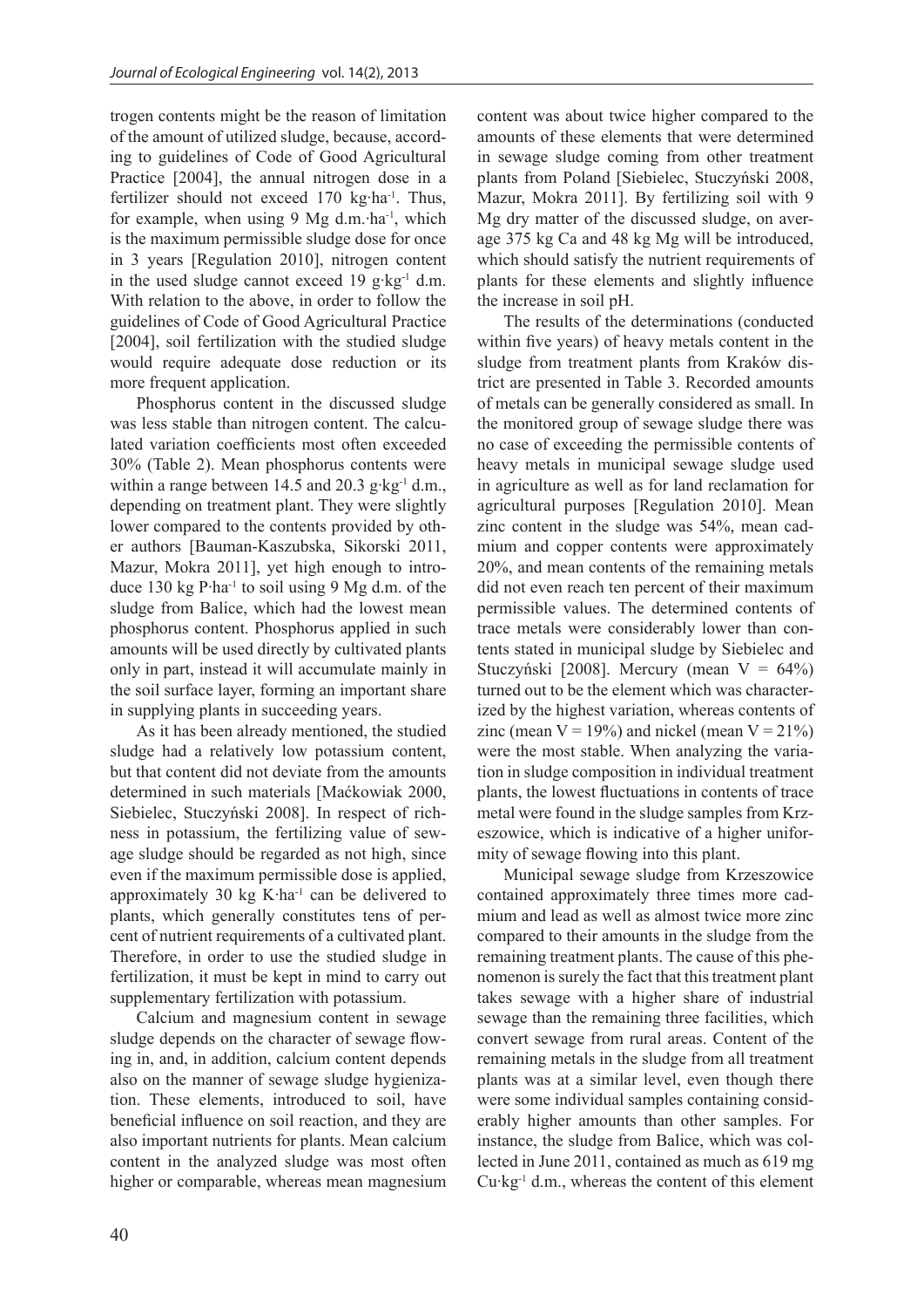trogen contents might be the reason of limitation of the amount of utilized sludge, because, according to guidelines of Code of Good Agricultural Practice [2004], the annual nitrogen dose in a fertilizer should not exceed 170 $kg \cdot ha^{-1}$. Thus, for example, when using 9 Mg $d.m. \cdot ha^{-1}$, which is the maximum permissible sludge dose for once in 3 years [Regulation 2010], nitrogen content in the used sludge cannot exceed 19 $g \cdot kg^{-1}$ d.m. With relation to the above, in order to follow the guidelines of Code of Good Agricultural Practice [2004], soil fertilization with the studied sludge would require adequate dose reduction or its more frequent application.

Phosphorus content in the discussed sludge was less stable than nitrogen content. The calculated variation coefficients most often exceeded 30% (Table 2). Mean phosphorus contents were within a range between 14.5 and 20.3 $g \cdot kg^{-1}$ d.m., depending on treatment plant. They were slightly lower compared to the contents provided by other authors [Bauman-Kaszubska, Sikorski 2011, Mazur, Mokra 2011], yet high enough to introduce 130 kg $P \cdot ha^{-1}$ to soil using 9 Mg d.m. of the sludge from Balice, which had the lowest mean phosphorus content. Phosphorus applied in such amounts will be used directly by cultivated plants only in part, instead it will accumulate mainly in the soil surface layer, forming an important share in supplying plants in succeeding years.

As it has been already mentioned, the studied sludge had a relatively low potassium content, but that content did not deviate from the amounts determined in such materials [Maćkowiak 2000, Siebielec, Stuczyński 2008]. In respect of richness in potassium, the fertilizing value of sewage sludge should be regarded as not high, since even if the maximum permissible dose is applied, approximately 30 kg $K \cdot ha^{-1}$ can be delivered to plants, which generally constitutes tens of percent of nutrient requirements of a cultivated plant. Therefore, in order to use the studied sludge in fertilization, it must be kept in mind to carry out supplementary fertilization with potassium.

Calcium and magnesium content in sewage sludge depends on the character of sewage flowing in, and, in addition, calcium content depends also on the manner of sewage sludge hygienization. These elements, introduced to soil, have beneficial influence on soil reaction, and they are also important nutrients for plants. Mean calcium content in the analyzed sludge was most often higher or comparable, whereas mean magnesium content was about twice higher compared to the amounts of these elements that were determined in sewage sludge coming from other treatment plants from Poland [Siebielec, Stuczyński 2008, Mazur, Mokra 2011]. By fertilizing soil with 9 Mg dry matter of the discussed sludge, on average 375 kg Ca and 48 kg Mg will be introduced, which should satisfy the nutrient requirements of plants for these elements and slightly influence the increase in soil pH.

The results of the determinations (conducted within five years) of heavy metals content in the sludge from treatment plants from Kraków district are presented in Table 3. Recorded amounts of metals can be generally considered as small. In the monitored group of sewage sludge there was no case of exceeding the permissible contents of heavy metals in municipal sewage sludge used in agriculture as well as for land reclamation for agricultural purposes [Regulation 2010]. Mean zinc content in the sludge was 54%, mean cadmium and copper contents were approximately 20%, and mean contents of the remaining metals did not even reach ten percent of their maximum permissible values. The determined contents of trace metals were considerably lower than contents stated in municipal sludge by Siebielec and Stuczyński [2008]. Mercury (mean $V = 64\%$) turned out to be the element which was characterized by the highest variation, whereas contents of zinc (mean $V = 19\%$) and nickel (mean $V = 21\%$) were the most stable. When analyzing the variation in sludge composition in individual treatment plants, the lowest fluctuations in contents of trace metal were found in the sludge samples from Krzeszowice, which is indicative of a higher uniformity of sewage flowing into this plant.

Municipal sewage sludge from Krzeszowice contained approximately three times more cadmium and lead as well as almost twice more zinc compared to their amounts in the sludge from the remaining treatment plants. The cause of this phenomenon is surely the fact that this treatment plant takes sewage with a higher share of industrial sewage than the remaining three facilities, which convert sewage from rural areas. Content of the remaining metals in the sludge from all treatment plants was at a similar level, even though there were some individual samples containing considerably higher amounts than other samples. For instance, the sludge from Balice, which was collected in June 2011, contained as much as 619 mg $Cu \cdot kg^{-1}$ d.m., whereas the content of this element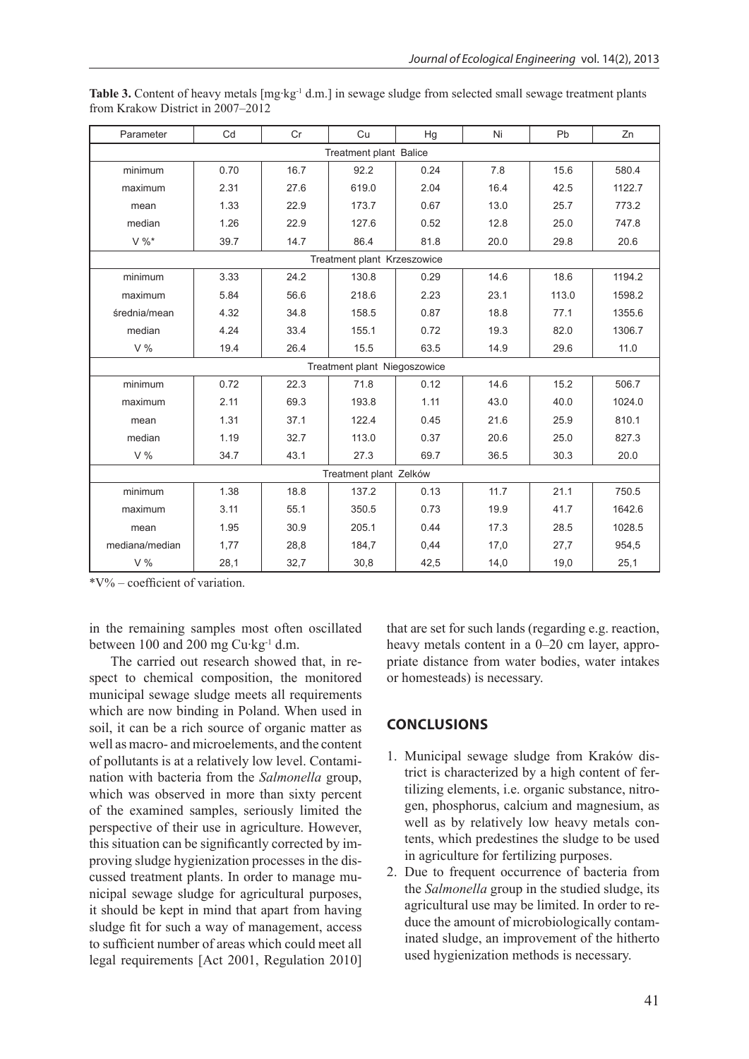**Table 3.** Content of heavy metals [mg·kg$^{-1}$ d.m.] in sewage sludge from selected small sewage treatment plants from Krakow District in 2007–2012

| Parameter | Cd | Cr | Cu | Hg | Ni | Pb | Zn |
|---|---|---|---|---|---|---|---|
| Treatment plant Balice | | | | | | | |
| minimum | 0.70 | 16.7 | 92.2 | 0.24 | 7.8 | 15.6 | 580.4 |
| maximum | 2.31 | 27.6 | 619.0 | 2.04 | 16.4 | 42.5 | 1122.7 |
| mean | 1.33 | 22.9 | 173.7 | 0.67 | 13.0 | 25.7 | 773.2 |
| median | 1.26 | 22.9 | 127.6 | 0.52 | 12.8 | 25.0 | 747.8 |
| V %* | 39.7 | 14.7 | 86.4 | 81.8 | 20.0 | 29.8 | 20.6 |
| Treatment plant Krzeszowice | | | | | | | |
| minimum | 3.33 | 24.2 | 130.8 | 0.29 | 14.6 | 18.6 | 1194.2 |
| maximum | 5.84 | 56.6 | 218.6 | 2.23 | 23.1 | 113.0 | 1598.2 |
| średnia/mean | 4.32 | 34.8 | 158.5 | 0.87 | 18.8 | 77.1 | 1355.6 |
| median | 4.24 | 33.4 | 155.1 | 0.72 | 19.3 | 82.0 | 1306.7 |
| V % | 19.4 | 26.4 | 15.5 | 63.5 | 14.9 | 29.6 | 11.0 |
| Treatment plant Niegoszowice | | | | | | | |
| minimum | 0.72 | 22.3 | 71.8 | 0.12 | 14.6 | 15.2 | 506.7 |
| maximum | 2.11 | 69.3 | 193.8 | 1.11 | 43.0 | 40.0 | 1024.0 |
| mean | 1.31 | 37.1 | 122.4 | 0.45 | 21.6 | 25.9 | 810.1 |
| median | 1.19 | 32.7 | 113.0 | 0.37 | 20.6 | 25.0 | 827.3 |
| V % | 34.7 | 43.1 | 27.3 | 69.7 | 36.5 | 30.3 | 20.0 |
| Treatment plant Zelków | | | | | | | |
| minimum | 1.38 | 18.8 | 137.2 | 0.13 | 11.7 | 21.1 | 750.5 |
| maximum | 3.11 | 55.1 | 350.5 | 0.73 | 19.9 | 41.7 | 1642.6 |
| mean | 1.95 | 30.9 | 205.1 | 0.44 | 17.3 | 28.5 | 1028.5 |
| mediana/median | 1,77 | 28,8 | 184,7 | 0,44 | 17,0 | 27,7 | 954,5 |
| V % | 28,1 | 32,7 | 30,8 | 42,5 | 14,0 | 19,0 | 25,1 |

*V% – coefficient of variation.

in the remaining samples most often oscillated between 100 and 200 mg Cu·kg$^{-1}$ d.m.

The carried out research showed that, in respect to chemical composition, the monitored municipal sewage sludge meets all requirements which are now binding in Poland. When used in soil, it can be a rich source of organic matter as well as macro- and microelements, and the content of pollutants is at a relatively low level. Contamination with bacteria from the *Salmonella* group, which was observed in more than sixty percent of the examined samples, seriously limited the perspective of their use in agriculture. However, this situation can be significantly corrected by improving sludge hygienization processes in the discussed treatment plants. In order to manage municipal sewage sludge for agricultural purposes, it should be kept in mind that apart from having sludge fit for such a way of management, access to sufficient number of areas which could meet all legal requirements [Act 2001, Regulation 2010] that are set for such lands (regarding e.g. reaction, heavy metals content in a 0–20 cm layer, appropriate distance from water bodies, water intakes or homesteads) is necessary.

## CONCLUSIONS

1. Municipal sewage sludge from Kraków district is characterized by a high content of fertilizing elements, i.e. organic substance, nitrogen, phosphorus, calcium and magnesium, as well as by relatively low heavy metals contents, which predestines the sludge to be used in agriculture for fertilizing purposes.
2. Due to frequent occurrence of bacteria from the *Salmonella* group in the studied sludge, its agricultural use may be limited. In order to reduce the amount of microbiologically contaminated sludge, an improvement of the hitherto used hygienization methods is necessary.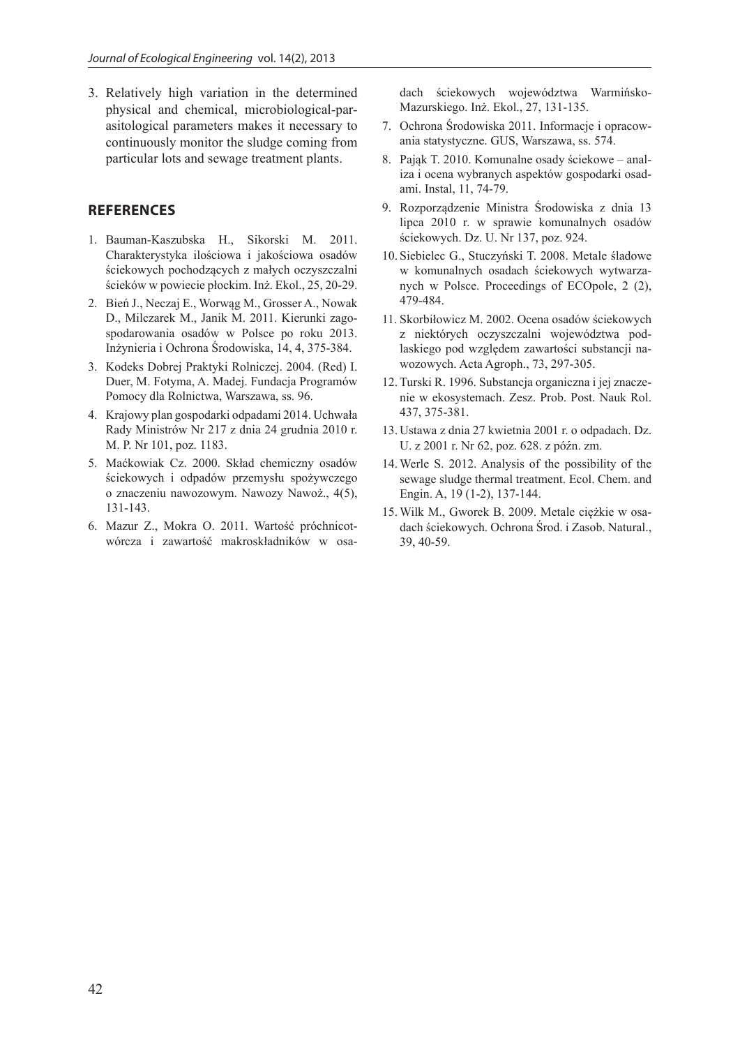3. Relatively high variation in the determined physical and chemical, microbiological-parasitological parameters makes it necessary to continuously monitor the sludge coming from particular lots and sewage treatment plants.

## REFERENCES

1. Bauman-Kaszubska H., Sikorski M. 2011. Charakterystyka ilościowa i jakościowa osadów ściekowych pochodzących z małych oczyszczalni ścieków w powiecie płockim. Inż. Ekol., 25, 20-29.
2. Bień J., Neczaj E., Worwąg M., Grosser A., Nowak D., Milczarek M., Janik M. 2011. Kierunki zagospodarowania osadów w Polsce po roku 2013. Inżynieria i Ochrona Środowiska, 14, 4, 375-384.
3. Kodeks Dobrej Praktyki Rolniczej. 2004. (Red) I. Duer, M. Fotyma, A. Madej. Fundacja Programów Pomocy dla Rolnictwa, Warszawa, ss. 96.
4. Krajowy plan gospodarki odpadami 2014. Uchwała Rady Ministrów Nr 217 z dnia 24 grudnia 2010 r. M. P. Nr 101, poz. 1183.
5. Maćkowiak Cz. 2000. Skład chemiczny osadów ściekowych i odpadów przemysłu spożywczego o znaczeniu nawozowym. Nawozy Nawoż., 4(5), 131-143.
6. Mazur Z., Mokra O. 2011. Wartość próchnicotwórcza i zawartość makroskładników w osadach ściekowych województwa Warmińsko-Mazurskiego. Inż. Ekol., 27, 131-135.
7. Ochrona Środowiska 2011. Informacje i opracowania statystyczne. GUS, Warszawa, ss. 574.
8. Pająk T. 2010. Komunalne osady ściekowe – analiza i ocena wybranych aspektów gospodarki osadami. Instal, 11, 74-79.
9. Rozporządzenie Ministra Środowiska z dnia 13 lipca 2010 r. w sprawie komunalnych osadów ściekowych. Dz. U. Nr 137, poz. 924.
10. Siebielec G., Stuczyński T. 2008. Metale śladowe w komunalnych osadach ściekowych wytwarzanych w Polsce. Proceedings of ECOpole, 2 (2), 479-484.
11. Skorbiłowicz M. 2002. Ocena osadów ściekowych z niektórych oczyszczalni województwa podlaskiego pod względem zawartości substancji nawozowych. Acta Agroph., 73, 297-305.
12. Turski R. 1996. Substancja organiczna i jej znaczenie w ekosystemach. Zesz. Prob. Post. Nauk Rol. 437, 375-381.
13. Ustawa z dnia 27 kwietnia 2001 r. o odpadach. Dz. U. z 2001 r. Nr 62, poz. 628. z późn. zm.
14. Werle S. 2012. Analysis of the possibility of the sewage sludge thermal treatment. Ecol. Chem. and Engin. A, 19 (1-2), 137-144.
15. Wilk M., Gworek B. 2009. Metale ciężkie w osadach ściekowych. Ochrona Środ. i Zasob. Natural., 39, 40-59.